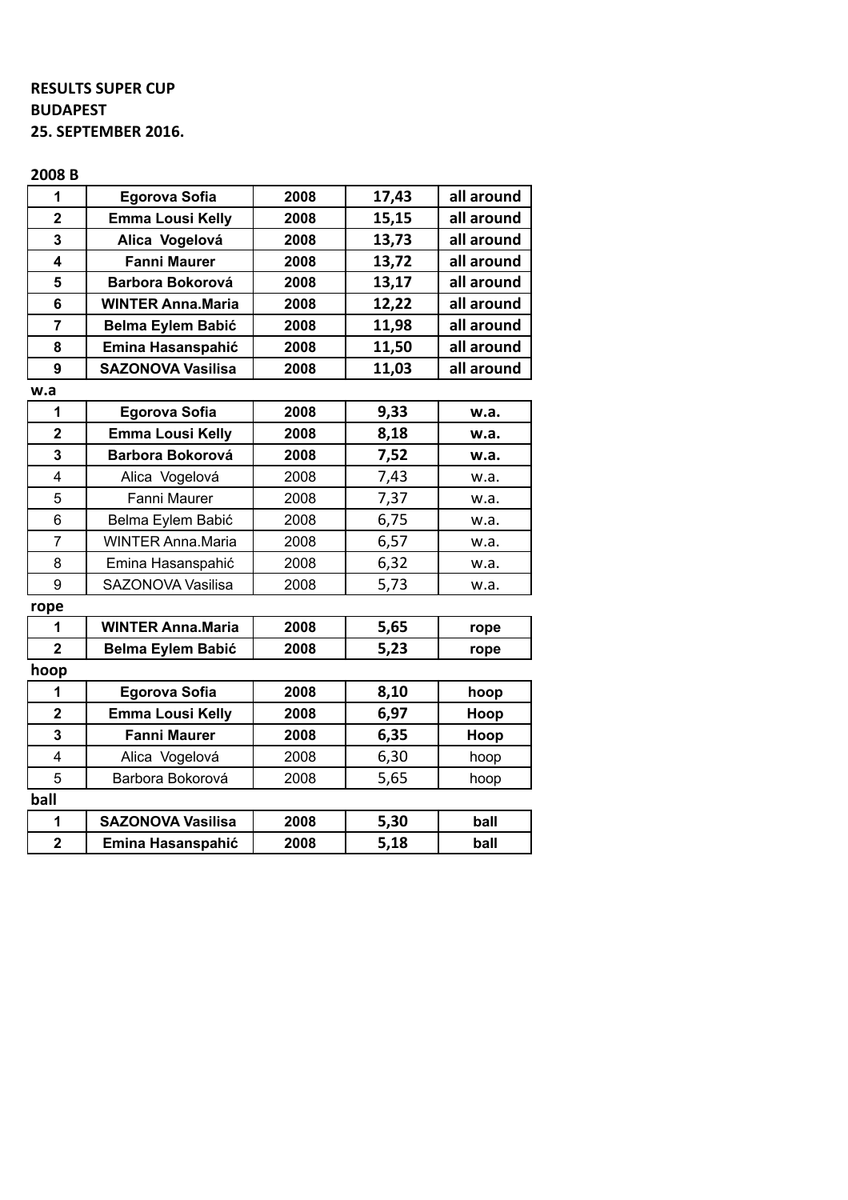**RESULTS SUPER CUP**
**BUDAPEST**
**25. SEPTEMBER 2016.**

**2008 B**

| | | | | |
|---|---|---|---|---|
| **1** | **Egorova Sofia** | **2008** | **17,43** | **all around** |
| **2** | **Emma Lousi Kelly** | **2008** | **15,15** | **all around** |
| **3** | **Alica Vogelová** | **2008** | **13,73** | **all around** |
| **4** | **Fanni Maurer** | **2008** | **13,72** | **all around** |
| **5** | **Barbora Bokorová** | **2008** | **13,17** | **all around** |
| **6** | **WINTER Anna.Maria** | **2008** | **12,22** | **all around** |
| **7** | **Belma Eylem Babić** | **2008** | **11,98** | **all around** |
| **8** | **Emina Hasanspahić** | **2008** | **11,50** | **all around** |
| **9** | **SAZONOVA Vasilisa** | **2008** | **11,03** | **all around** |

**w.a**

| | | | | |
|---|---|---|---|---|
| **1** | **Egorova Sofia** | **2008** | **9,33** | **w.a.** |
| **2** | **Emma Lousi Kelly** | **2008** | **8,18** | **w.a.** |
| **3** | **Barbora Bokorová** | **2008** | **7,52** | **w.a.** |
| 4 | Alica Vogelová | 2008 | 7,43 | w.a. |
| 5 | Fanni Maurer | 2008 | 7,37 | w.a. |
| 6 | Belma Eylem Babić | 2008 | 6,75 | w.a. |
| 7 | WINTER Anna.Maria | 2008 | 6,57 | w.a. |
| 8 | Emina Hasanspahić | 2008 | 6,32 | w.a. |
| 9 | SAZONOVA Vasilisa | 2008 | 5,73 | w.a. |

**rope**

| | | | | |
|---|---|---|---|---|
| **1** | **WINTER Anna.Maria** | **2008** | **5,65** | **rope** |
| **2** | **Belma Eylem Babić** | **2008** | **5,23** | **rope** |

**hoop**

| | | | | |
|---|---|---|---|---|
| **1** | **Egorova Sofia** | **2008** | **8,10** | **hoop** |
| **2** | **Emma Lousi Kelly** | **2008** | **6,97** | **Hoop** |
| **3** | **Fanni Maurer** | **2008** | **6,35** | **Hoop** |
| 4 | Alica Vogelová | 2008 | 6,30 | hoop |
| 5 | Barbora Bokorová | 2008 | 5,65 | hoop |

**ball**

| | | | | |
|---|---|---|---|---|
| **1** | **SAZONOVA Vasilisa** | **2008** | **5,30** | **ball** |
| **2** | **Emina Hasanspahić** | **2008** | **5,18** | **ball** |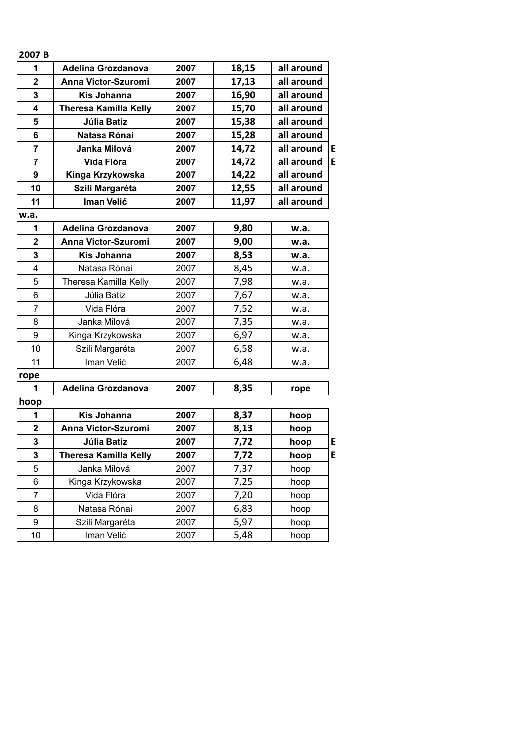**2007 B**

| | | | | | |
|---|---|---|---|---|---|
| **1** | **Adelina Grozdanova** | **2007** | **18,15** | **all around** | |
| **2** | **Anna Victor-Szuromi** | **2007** | **17,13** | **all around** | |
| **3** | **Kis Johanna** | **2007** | **16,90** | **all around** | |
| **4** | **Theresa Kamilla Kelly** | **2007** | **15,70** | **all around** | |
| **5** | **Júlia Batiz** | **2007** | **15,38** | **all around** | |
| **6** | **Natasa Rónai** | **2007** | **15,28** | **all around** | |
| **7** | **Janka Milová** | **2007** | **14,72** | **all around** | **E** |
| **7** | **Vida Flóra** | **2007** | **14,72** | **all around** | **E** |
| **9** | **Kinga Krzykowska** | **2007** | **14,22** | **all around** | |
| **10** | **Szili Margaréta** | **2007** | **12,55** | **all around** | |
| **11** | **Iman Velić** | **2007** | **11,97** | **all around** | |

**w.a.**

| | | | | |
|---|---|---|---|---|
| **1** | **Adelina Grozdanova** | **2007** | **9,80** | **w.a.** |
| **2** | **Anna Victor-Szuromi** | **2007** | **9,00** | **w.a.** |
| **3** | **Kis Johanna** | **2007** | **8,53** | **w.a.** |
| 4 | Natasa Rónai | 2007 | 8,45 | w.a. |
| 5 | Theresa Kamilla Kelly | 2007 | 7,98 | w.a. |
| 6 | Júlia Batiz | 2007 | 7,67 | w.a. |
| 7 | Vida Flóra | 2007 | 7,52 | w.a. |
| 8 | Janka Milová | 2007 | 7,35 | w.a. |
| 9 | Kinga Krzykowska | 2007 | 6,97 | w.a. |
| 10 | Szili Margaréta | 2007 | 6,58 | w.a. |
| 11 | Iman Velić | 2007 | 6,48 | w.a. |

**rope**

| | | | | |
|---|---|---|---|---|
| **1** | **Adelina Grozdanova** | **2007** | **8,35** | **rope** |

**hoop**

| | | | | | |
|---|---|---|---|---|---|
| **1** | **Kis Johanna** | **2007** | **8,37** | **hoop** | |
| **2** | **Anna Victor-Szuromi** | **2007** | **8,13** | **hoop** | |
| **3** | **Júlia Batiz** | **2007** | **7,72** | **hoop** | **E** |
| **3** | **Theresa Kamilla Kelly** | **2007** | **7,72** | **hoop** | **E** |
| 5 | Janka Milová | 2007 | 7,37 | hoop | |
| 6 | Kinga Krzykowska | 2007 | 7,25 | hoop | |
| 7 | Vida Flóra | 2007 | 7,20 | hoop | |
| 8 | Natasa Rónai | 2007 | 6,83 | hoop | |
| 9 | Szili Margaréta | 2007 | 5,97 | hoop | |
| 10 | Iman Velić | 2007 | 5,48 | hoop | |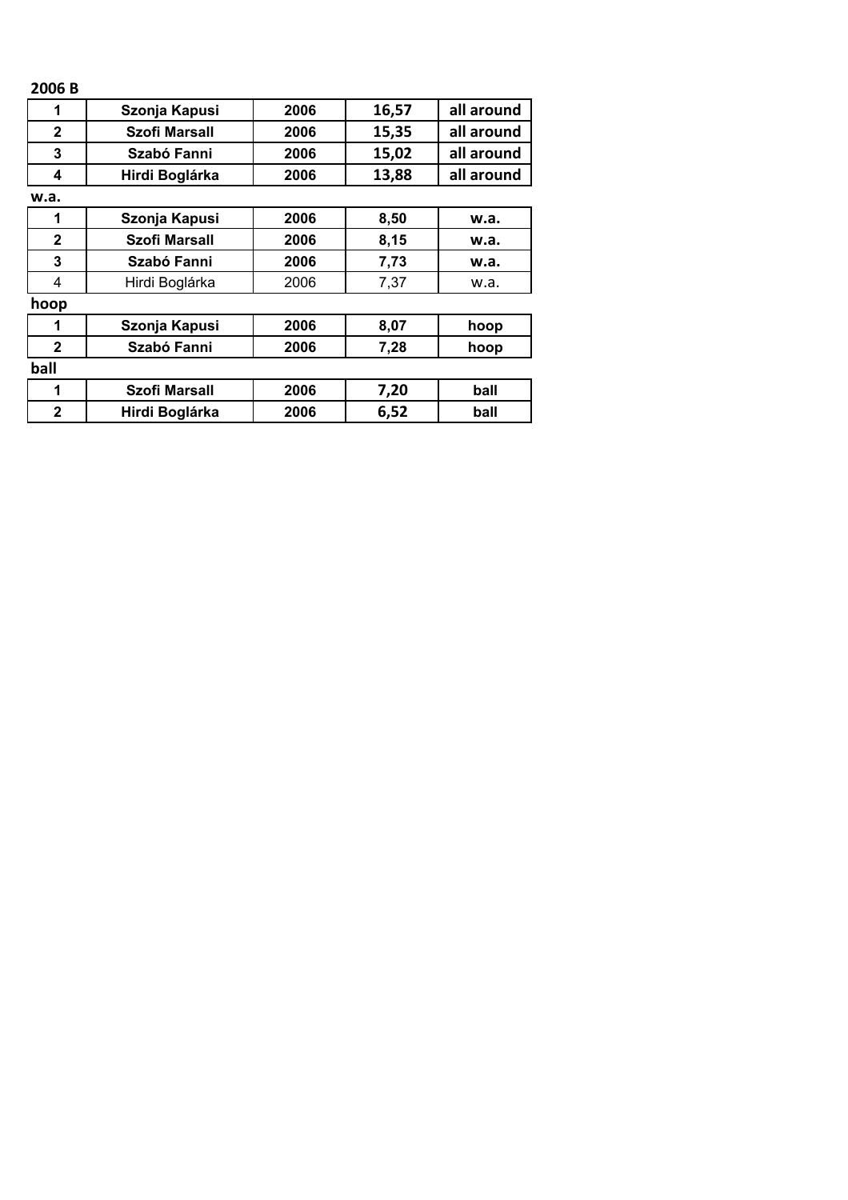**2006 B**

| | | | | |
|---|---|---|---|---|
| **1** | **Szonja Kapusi** | **2006** | **16,57** | **all around** |
| **2** | **Szofi Marsall** | **2006** | **15,35** | **all around** |
| **3** | **Szabó Fanni** | **2006** | **15,02** | **all around** |
| **4** | **Hirdi Boglárka** | **2006** | **13,88** | **all around** |

**w.a.**

| | | | | |
|---|---|---|---|---|
| **1** | **Szonja Kapusi** | **2006** | **8,50** | **w.a.** |
| **2** | **Szofi Marsall** | **2006** | **8,15** | **w.a.** |
| **3** | **Szabó Fanni** | **2006** | **7,73** | **w.a.** |
| 4 | Hirdi Boglárka | 2006 | 7,37 | w.a. |

**hoop**

| | | | | |
|---|---|---|---|---|
| **1** | **Szonja Kapusi** | **2006** | **8,07** | **hoop** |
| **2** | **Szabó Fanni** | **2006** | **7,28** | **hoop** |

**ball**

| | | | | |
|---|---|---|---|---|
| **1** | **Szofi Marsall** | **2006** | **7,20** | **ball** |
| **2** | **Hirdi Boglárka** | **2006** | **6,52** | **ball** |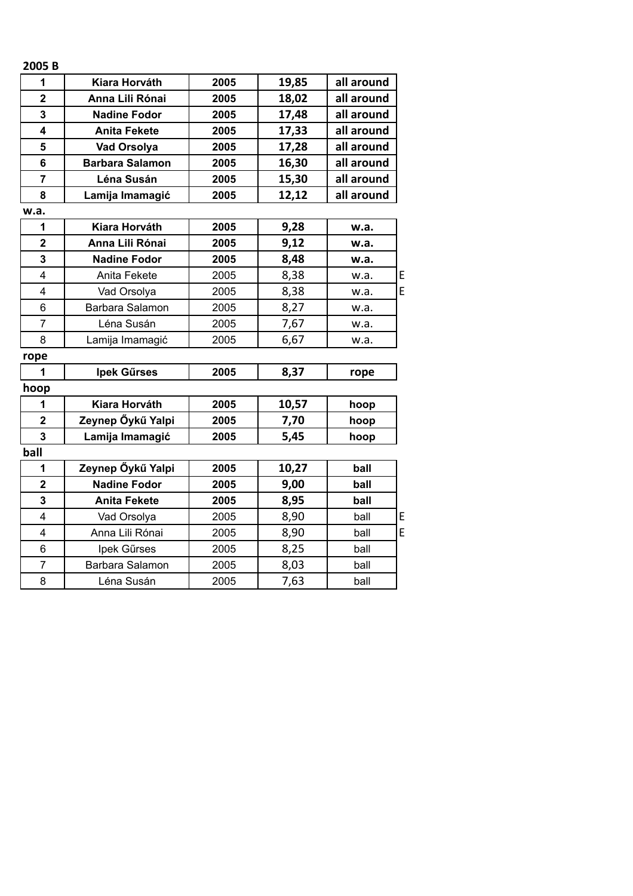**2005 B**

| | | | | | |
|---|---|---|---|---|---|
| **1** | **Kiara Horváth** | **2005** | **19,85** | **all around** | |
| **2** | **Anna Lili Rónai** | **2005** | **18,02** | **all around** | |
| **3** | **Nadine Fodor** | **2005** | **17,48** | **all around** | |
| **4** | **Anita Fekete** | **2005** | **17,33** | **all around** | |
| **5** | **Vad Orsolya** | **2005** | **17,28** | **all around** | |
| **6** | **Barbara Salamon** | **2005** | **16,30** | **all around** | |
| **7** | **Léna Susán** | **2005** | **15,30** | **all around** | |
| **8** | **Lamija Imamagić** | **2005** | **12,12** | **all around** | |

**w.a.**

| | | | | | |
|---|---|---|---|---|---|
| **1** | **Kiara Horváth** | **2005** | **9,28** | **w.a.** | |
| **2** | **Anna Lili Rónai** | **2005** | **9,12** | **w.a.** | |
| **3** | **Nadine Fodor** | **2005** | **8,48** | **w.a.** | |
| 4 | Anita Fekete | 2005 | 8,38 | w.a. | E |
| 4 | Vad Orsolya | 2005 | 8,38 | w.a. | E |
| 6 | Barbara Salamon | 2005 | 8,27 | w.a. | |
| 7 | Léna Susán | 2005 | 7,67 | w.a. | |
| 8 | Lamija Imamagić | 2005 | 6,67 | w.a. | |

**rope**

| | | | | |
|---|---|---|---|---|
| **1** | **Ipek Gűrses** | **2005** | **8,37** | **rope** |

**hoop**

| | | | | |
|---|---|---|---|---|
| **1** | **Kiara Horváth** | **2005** | **10,57** | **hoop** |
| **2** | **Zeynep Őykű Yalpi** | **2005** | **7,70** | **hoop** |
| **3** | **Lamija Imamagić** | **2005** | **5,45** | **hoop** |

**ball**

| | | | | | |
|---|---|---|---|---|---|
| **1** | **Zeynep Őykű Yalpi** | **2005** | **10,27** | **ball** | |
| **2** | **Nadine Fodor** | **2005** | **9,00** | **ball** | |
| **3** | **Anita Fekete** | **2005** | **8,95** | **ball** | |
| 4 | Vad Orsolya | 2005 | 8,90 | ball | E |
| 4 | Anna Lili Rónai | 2005 | 8,90 | ball | E |
| 6 | Ipek Gűrses | 2005 | 8,25 | ball | |
| 7 | Barbara Salamon | 2005 | 8,03 | ball | |
| 8 | Léna Susán | 2005 | 7,63 | ball | |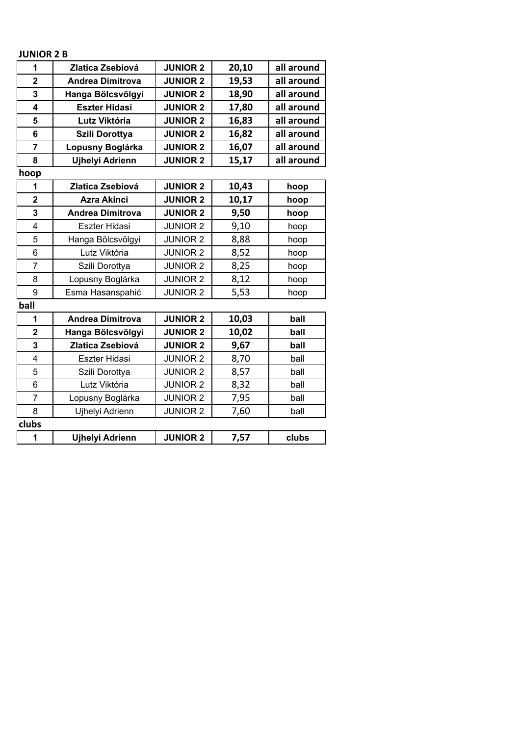**JUNIOR 2 B**

| | | | | |
|---|---|---|---|---|
| **1** | **Zlatica Zsebiová** | **JUNIOR 2** | **20,10** | **all around** |
| **2** | **Andrea Dimitrova** | **JUNIOR 2** | **19,53** | **all around** |
| **3** | **Hanga Bölcsvölgyi** | **JUNIOR 2** | **18,90** | **all around** |
| **4** | **Eszter Hidasi** | **JUNIOR 2** | **17,80** | **all around** |
| **5** | **Lutz Viktória** | **JUNIOR 2** | **16,83** | **all around** |
| **6** | **Szili Dorottya** | **JUNIOR 2** | **16,82** | **all around** |
| **7** | **Lopusny Boglárka** | **JUNIOR 2** | **16,07** | **all around** |
| **8** | **Ujhelyi Adrienn** | **JUNIOR 2** | **15,17** | **all around** |

**hoop**

| | | | | |
|---|---|---|---|---|
| **1** | **Zlatica Zsebiová** | **JUNIOR 2** | **10,43** | **hoop** |
| **2** | **Azra Akinci** | **JUNIOR 2** | **10,17** | **hoop** |
| **3** | **Andrea Dimitrova** | **JUNIOR 2** | **9,50** | **hoop** |
| 4 | Eszter Hidasi | JUNIOR 2 | 9,10 | hoop |
| 5 | Hanga Bölcsvölgyi | JUNIOR 2 | 8,88 | hoop |
| 6 | Lutz Viktória | JUNIOR 2 | 8,52 | hoop |
| 7 | Szili Dorottya | JUNIOR 2 | 8,25 | hoop |
| 8 | Lopusny Boglárka | JUNIOR 2 | 8,12 | hoop |
| 9 | Esma Hasanspahić | JUNIOR 2 | 5,53 | hoop |

**ball**

| | | | | |
|---|---|---|---|---|
| **1** | **Andrea Dimitrova** | **JUNIOR 2** | **10,03** | **ball** |
| **2** | **Hanga Bölcsvölgyi** | **JUNIOR 2** | **10,02** | **ball** |
| **3** | **Zlatica Zsebiová** | **JUNIOR 2** | **9,67** | **ball** |
| 4 | Eszter Hidasi | JUNIOR 2 | 8,70 | ball |
| 5 | Szili Dorottya | JUNIOR 2 | 8,57 | ball |
| 6 | Lutz Viktória | JUNIOR 2 | 8,32 | ball |
| 7 | Lopusny Boglárka | JUNIOR 2 | 7,95 | ball |
| 8 | Ujhelyi Adrienn | JUNIOR 2 | 7,60 | ball |

**clubs**

| | | | | |
|---|---|---|---|---|
| **1** | **Ujhelyi Adrienn** | **JUNIOR 2** | **7,57** | **clubs** |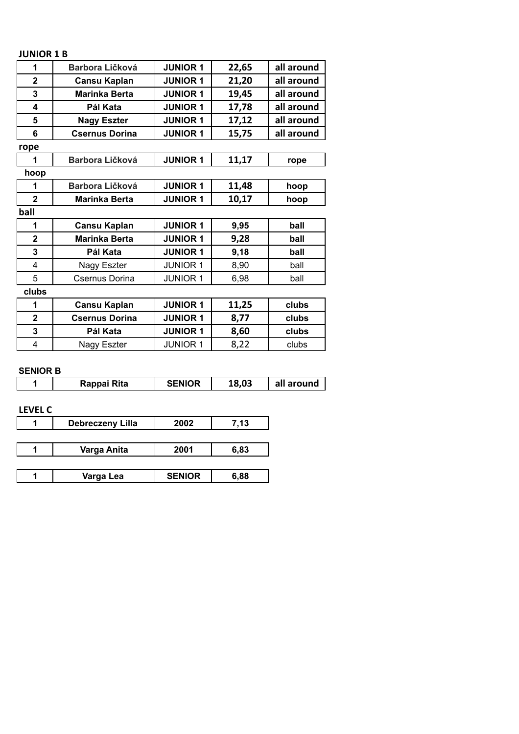**JUNIOR 1 B**

| | | | | |
|---|---|---|---|---|
| 1 | Barbora Ličková | JUNIOR 1 | 22,65 | all around |
| 2 | Cansu Kaplan | JUNIOR 1 | 21,20 | all around |
| 3 | Marinka Berta | JUNIOR 1 | 19,45 | all around |
| 4 | Pál Kata | JUNIOR 1 | 17,78 | all around |
| 5 | Nagy Eszter | JUNIOR 1 | 17,12 | all around |
| 6 | Csernus Dorina | JUNIOR 1 | 15,75 | all around |

**rope**

| | | | | |
|---|---|---|---|---|
| 1 | Barbora Ličková | JUNIOR 1 | 11,17 | rope |

**hoop**

| | | | | |
|---|---|---|---|---|
| 1 | Barbora Ličková | JUNIOR 1 | 11,48 | hoop |
| 2 | Marinka Berta | JUNIOR 1 | 10,17 | hoop |

**ball**

| | | | | |
|---|---|---|---|---|
| 1 | Cansu Kaplan | JUNIOR 1 | 9,95 | ball |
| 2 | Marinka Berta | JUNIOR 1 | 9,28 | ball |
| 3 | Pál Kata | JUNIOR 1 | 9,18 | ball |
| 4 | Nagy Eszter | JUNIOR 1 | 8,90 | ball |
| 5 | Csernus Dorina | JUNIOR 1 | 6,98 | ball |

**clubs**

| | | | | |
|---|---|---|---|---|
| 1 | Cansu Kaplan | JUNIOR 1 | 11,25 | clubs |
| 2 | Csernus Dorina | JUNIOR 1 | 8,77 | clubs |
| 3 | Pál Kata | JUNIOR 1 | 8,60 | clubs |
| 4 | Nagy Eszter | JUNIOR 1 | 8,22 | clubs |

**SENIOR B**

| | | | | |
|---|---|---|---|---|
| 1 | Rappai Rita | SENIOR | 18,03 | all around |

**LEVEL C**

| | | | |
|---|---|---|---|
| 1 | Debreczeny Lilla | 2002 | 7,13 |

| | | | |
|---|---|---|---|
| 1 | Varga Anita | 2001 | 6,83 |

| | | | |
|---|---|---|---|
| 1 | Varga Lea | SENIOR | 6,88 |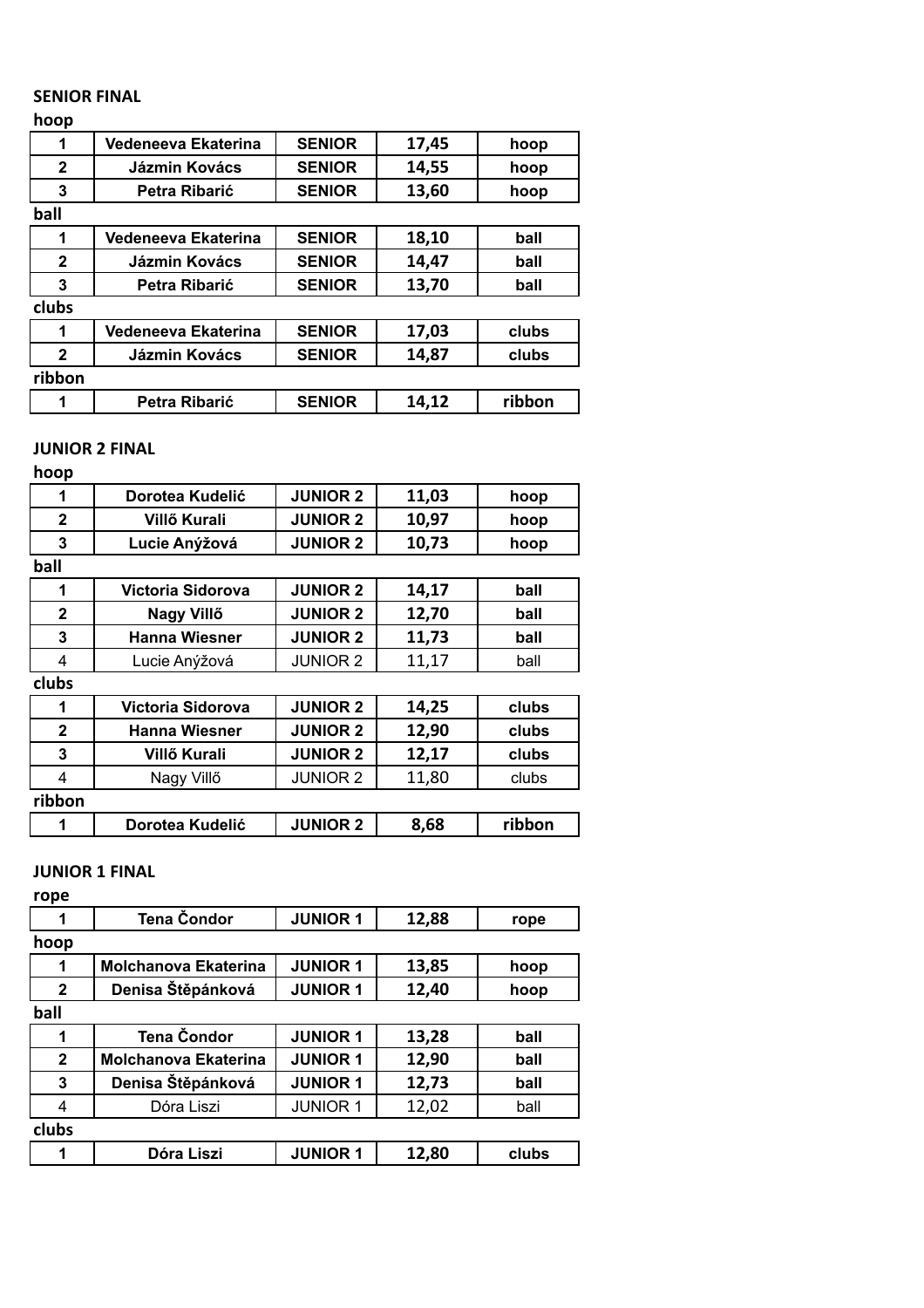**SENIOR FINAL**

**hoop**

| | | | | |
|---|---|---|---|---|
| **1** | **Vedeneeva Ekaterina** | **SENIOR** | **17,45** | **hoop** |
| **2** | **Jázmin Kovács** | **SENIOR** | **14,55** | **hoop** |
| **3** | **Petra Ribarić** | **SENIOR** | **13,60** | **hoop** |

**ball**

| | | | | |
|---|---|---|---|---|
| **1** | **Vedeneeva Ekaterina** | **SENIOR** | **18,10** | **ball** |
| **2** | **Jázmin Kovács** | **SENIOR** | **14,47** | **ball** |
| **3** | **Petra Ribarić** | **SENIOR** | **13,70** | **ball** |

**clubs**

| | | | | |
|---|---|---|---|---|
| **1** | **Vedeneeva Ekaterina** | **SENIOR** | **17,03** | **clubs** |
| **2** | **Jázmin Kovács** | **SENIOR** | **14,87** | **clubs** |

**ribbon**

| | | | | |
|---|---|---|---|---|
| **1** | **Petra Ribarić** | **SENIOR** | **14,12** | **ribbon** |

**JUNIOR 2 FINAL**

**hoop**

| | | | | |
|---|---|---|---|---|
| **1** | **Dorotea Kudelić** | **JUNIOR 2** | **11,03** | **hoop** |
| **2** | **Villő Kurali** | **JUNIOR 2** | **10,97** | **hoop** |
| **3** | **Lucie Anýžová** | **JUNIOR 2** | **10,73** | **hoop** |

**ball**

| | | | | |
|---|---|---|---|---|
| **1** | **Victoria Sidorova** | **JUNIOR 2** | **14,17** | **ball** |
| **2** | **Nagy Villő** | **JUNIOR 2** | **12,70** | **ball** |
| **3** | **Hanna Wiesner** | **JUNIOR 2** | **11,73** | **ball** |
| 4 | Lucie Anýžová | JUNIOR 2 | 11,17 | ball |

**clubs**

| | | | | |
|---|---|---|---|---|
| **1** | **Victoria Sidorova** | **JUNIOR 2** | **14,25** | **clubs** |
| **2** | **Hanna Wiesner** | **JUNIOR 2** | **12,90** | **clubs** |
| **3** | **Villő Kurali** | **JUNIOR 2** | **12,17** | **clubs** |
| 4 | Nagy Villő | JUNIOR 2 | 11,80 | clubs |

**ribbon**

| | | | | |
|---|---|---|---|---|
| **1** | **Dorotea Kudelić** | **JUNIOR 2** | **8,68** | **ribbon** |

**JUNIOR 1 FINAL**

**rope**

| | | | | |
|---|---|---|---|---|
| **1** | **Tena Čondor** | **JUNIOR 1** | **12,88** | **rope** |

**hoop**

| | | | | |
|---|---|---|---|---|
| **1** | **Molchanova Ekaterina** | **JUNIOR 1** | **13,85** | **hoop** |
| **2** | **Denisa Štěpánková** | **JUNIOR 1** | **12,40** | **hoop** |

**ball**

| | | | | |
|---|---|---|---|---|
| **1** | **Tena Čondor** | **JUNIOR 1** | **13,28** | **ball** |
| **2** | **Molchanova Ekaterina** | **JUNIOR 1** | **12,90** | **ball** |
| **3** | **Denisa Štěpánková** | **JUNIOR 1** | **12,73** | **ball** |
| 4 | Dóra Liszi | JUNIOR 1 | 12,02 | ball |

**clubs**

| | | | | |
|---|---|---|---|---|
| **1** | **Dóra Liszi** | **JUNIOR 1** | **12,80** | **clubs** |